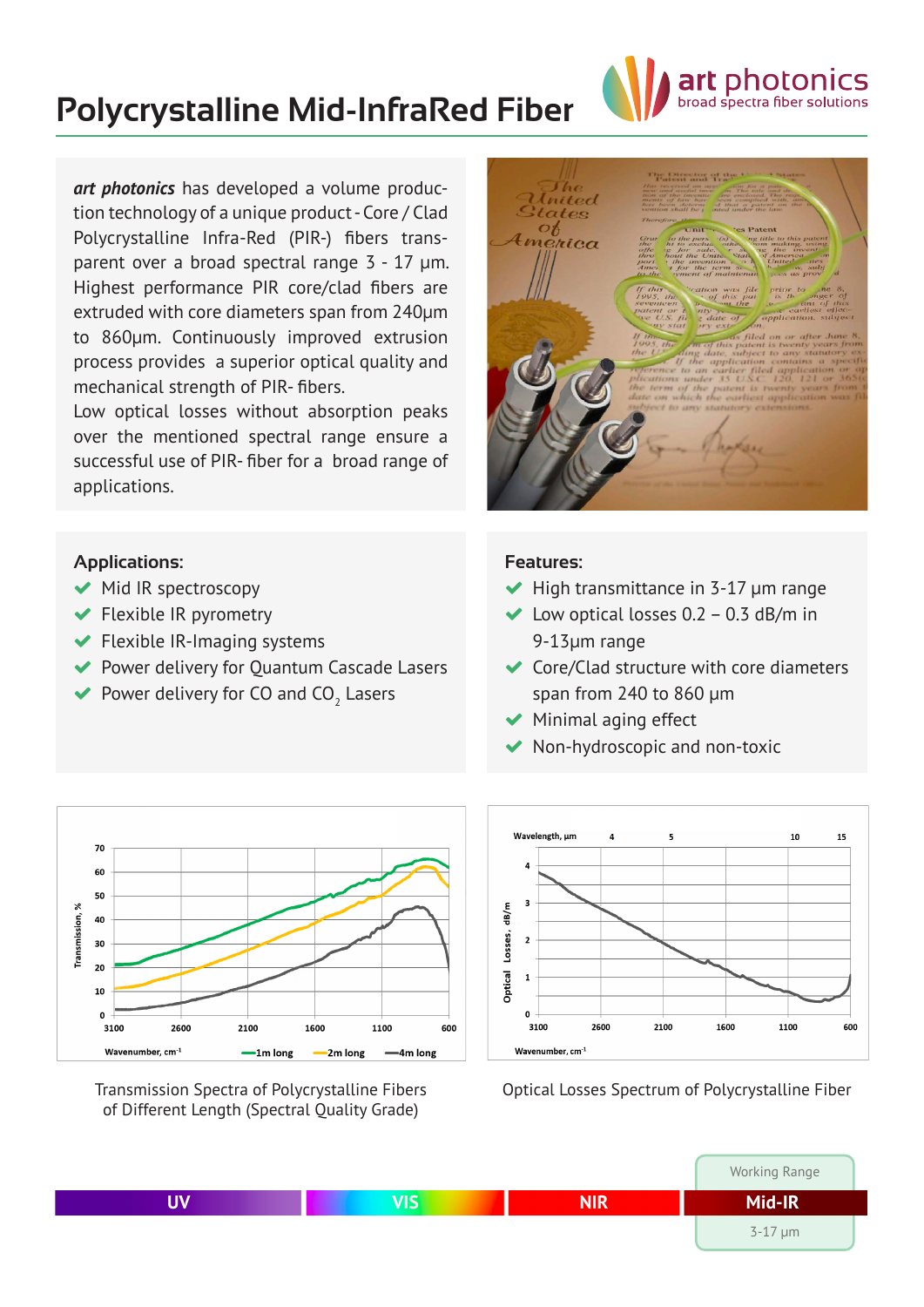# Polycrystalline Mid-InfraRed Fiber

art photonics
broad spectra fiber solutions

***art photonics*** has developed a volume production technology of a unique product - Core / Clad Polycrystalline Infra-Red (PIR-) fibers transparent over a broad spectral range 3 - 17 µm. Highest performance PIR core/clad fibers are extruded with core diameters span from 240µm to 860µm. Continuously improved extrusion process provides a superior optical quality and mechanical strength of PIR- fibers.

Low optical losses without absorption peaks over the mentioned spectral range ensure a successful use of PIR- fiber for a broad range of applications.

## Applications:

- Mid IR spectroscopy
- Flexible IR pyrometry
- Flexible IR-Imaging systems
- Power delivery for Quantum Cascade Lasers
- Power delivery for CO and $CO_2$ Lasers

## Features:

- High transmittance in 3-17 µm range
- Low optical losses 0.2 – 0.3 dB/m in 9-13µm range
- Core/Clad structure with core diameters span from 240 to 860 µm
- Minimal aging effect
- Non-hydroscopic and non-toxic

Transmission Spectra of Polycrystalline Fibers of Different Length (Spectral Quality Grade)

Optical Losses Spectrum of Polycrystalline Fiber

UV | VIS | NIR | Mid-IR

Working Range
3-17 µm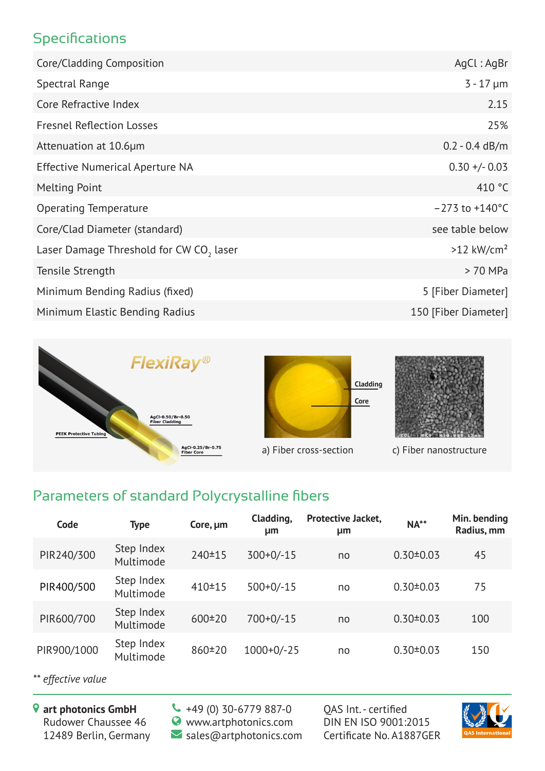## Specifications

| | |
|---|---|
| Core/Cladding Composition | AgCl : AgBr |
| Spectral Range | 3 - 17 µm |
| Core Refractive Index | 2.15 |
| Fresnel Reflection Losses | 25% |
| Attenuation at 10.6µm | 0.2 - 0.4 dB/m |
| Effective Numerical Aperture NA | 0.30 +/- 0.03 |
| Melting Point | 410 °C |
| Operating Temperature | −273 to +140°C |
| Core/Clad Diameter (standard) | see table below |
| Laser Damage Threshold for CW $CO_2$ laser | >12 kW/cm² |
| Tensile Strength | > 70 MPa |
| Minimum Bending Radius (fixed) | 5 [Fiber Diameter] |
| Minimum Elastic Bending Radius | 150 [Fiber Diameter] |

FlexiRay®

PEEK Protective Tubing

AgCl-0.50/Br-0.50 Fiber Cladding

AgCl-0.25/Br-0.75 Fiber Core

Cladding

Core

a) Fiber cross-section

c) Fiber nanostructure

## Parameters of standard Polycrystalline fibers

| Code | Type | Core, µm | Cladding, µm | Protective Jacket, µm | NA** | Min. bending Radius, mm |
|---|---|---|---|---|---|---|
| PIR240/300 | Step Index Multimode | 240±15 | 300+0/-15 | no | 0.30±0.03 | 45 |
| PIR400/500 | Step Index Multimode | 410±15 | 500+0/-15 | no | 0.30±0.03 | 75 |
| PIR600/700 | Step Index Multimode | 600±20 | 700+0/-15 | no | 0.30±0.03 | 100 |
| PIR900/1000 | Step Index Multimode | 860±20 | 1000+0/-25 | no | 0.30±0.03 | 150 |

** *effective value*

**art photonics GmbH**
Rudower Chaussee 46
12489 Berlin, Germany

+49 (0) 30-6779 887-0
www.artphotonics.com
sales@artphotonics.com

QAS Int. - certified
DIN EN ISO 9001:2015
Certificate No. A1887GER

QAS International